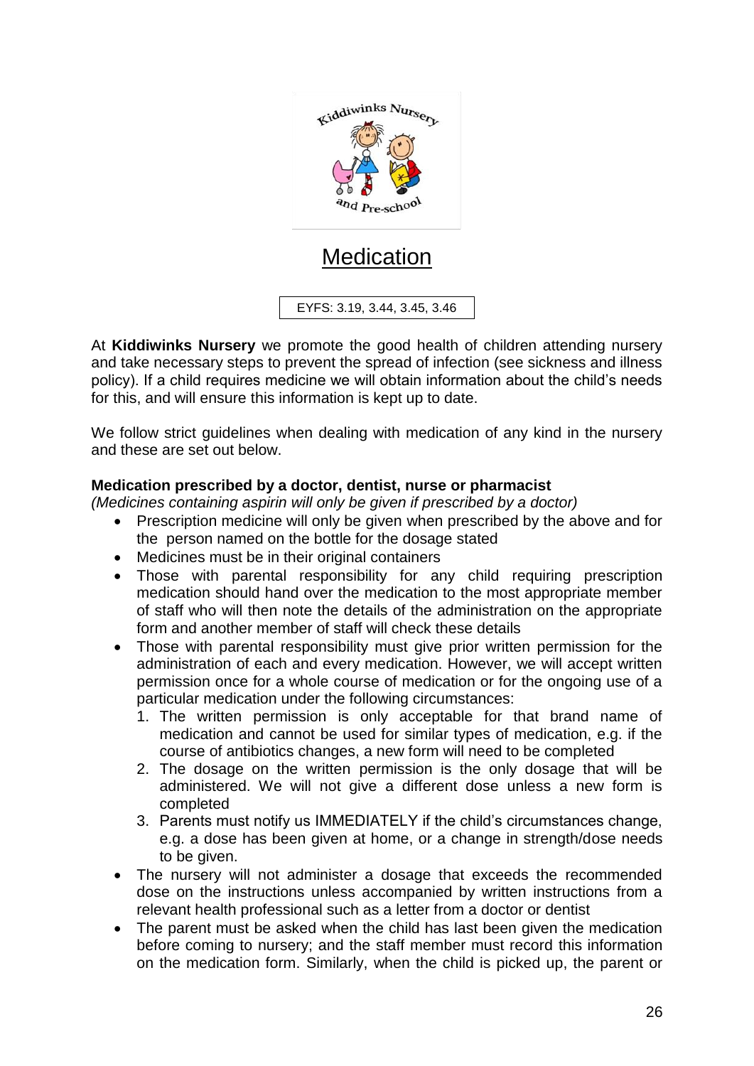# Medication

EYFS: 3.19, 3.44, 3.45, 3.46

At **Kiddiwinks Nursery** we promote the good health of children attending nursery and take necessary steps to prevent the spread of infection (see sickness and illness policy). If a child requires medicine we will obtain information about the child's needs for this, and will ensure this information is kept up to date.

We follow strict guidelines when dealing with medication of any kind in the nursery and these are set out below.

**Medication prescribed by a doctor, dentist, nurse or pharmacist**
*(Medicines containing aspirin will only be given if prescribed by a doctor)*

- Prescription medicine will only be given when prescribed by the above and for the person named on the bottle for the dosage stated
- Medicines must be in their original containers
- Those with parental responsibility for any child requiring prescription medication should hand over the medication to the most appropriate member of staff who will then note the details of the administration on the appropriate form and another member of staff will check these details
- Those with parental responsibility must give prior written permission for the administration of each and every medication. However, we will accept written permission once for a whole course of medication or for the ongoing use of a particular medication under the following circumstances:
  1. The written permission is only acceptable for that brand name of medication and cannot be used for similar types of medication, e.g. if the course of antibiotics changes, a new form will need to be completed
  2. The dosage on the written permission is the only dosage that will be administered. We will not give a different dose unless a new form is completed
  3. Parents must notify us IMMEDIATELY if the child's circumstances change, e.g. a dose has been given at home, or a change in strength/dose needs to be given.
- The nursery will not administer a dosage that exceeds the recommended dose on the instructions unless accompanied by written instructions from a relevant health professional such as a letter from a doctor or dentist
- The parent must be asked when the child has last been given the medication before coming to nursery; and the staff member must record this information on the medication form. Similarly, when the child is picked up, the parent or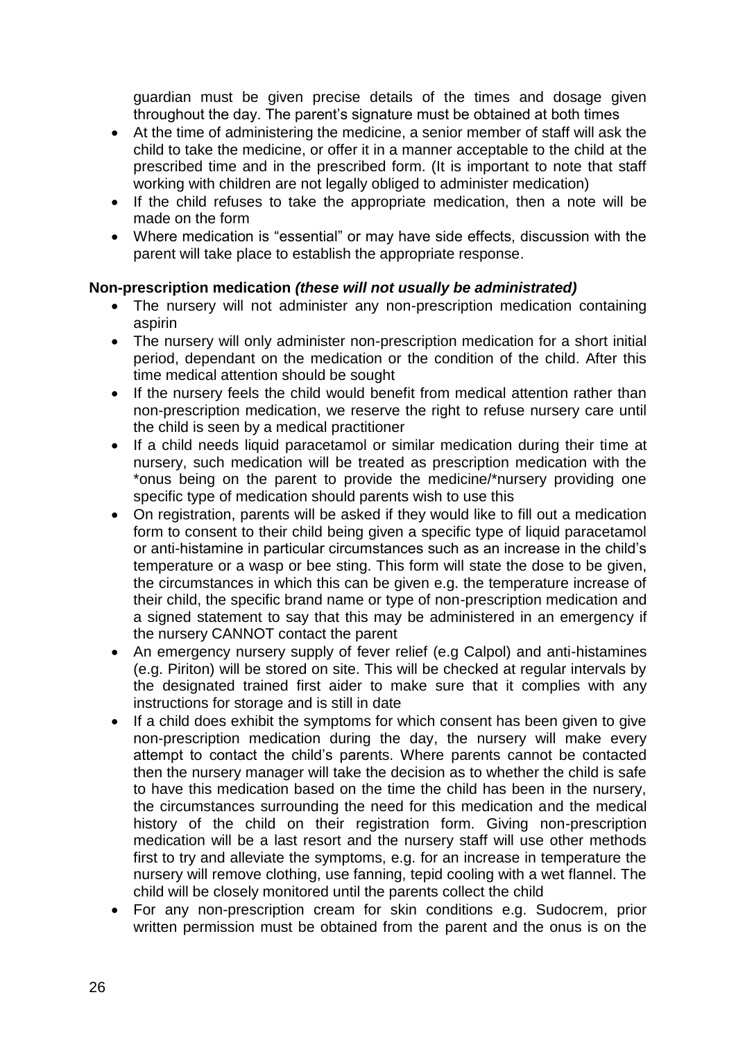guardian must be given precise details of the times and dosage given throughout the day. The parent's signature must be obtained at both times

- At the time of administering the medicine, a senior member of staff will ask the child to take the medicine, or offer it in a manner acceptable to the child at the prescribed time and in the prescribed form. (It is important to note that staff working with children are not legally obliged to administer medication)
- If the child refuses to take the appropriate medication, then a note will be made on the form
- Where medication is "essential" or may have side effects, discussion with the parent will take place to establish the appropriate response.

**Non-prescription medication *(these will not usually be administrated)***

- The nursery will not administer any non-prescription medication containing aspirin
- The nursery will only administer non-prescription medication for a short initial period, dependant on the medication or the condition of the child. After this time medical attention should be sought
- If the nursery feels the child would benefit from medical attention rather than non-prescription medication, we reserve the right to refuse nursery care until the child is seen by a medical practitioner
- If a child needs liquid paracetamol or similar medication during their time at nursery, such medication will be treated as prescription medication with the *onus being on the parent to provide the medicine/*nursery providing one specific type of medication should parents wish to use this
- On registration, parents will be asked if they would like to fill out a medication form to consent to their child being given a specific type of liquid paracetamol or anti-histamine in particular circumstances such as an increase in the child's temperature or a wasp or bee sting. This form will state the dose to be given, the circumstances in which this can be given e.g. the temperature increase of their child, the specific brand name or type of non-prescription medication and a signed statement to say that this may be administered in an emergency if the nursery CANNOT contact the parent
- An emergency nursery supply of fever relief (e.g Calpol) and anti-histamines (e.g. Piriton) will be stored on site. This will be checked at regular intervals by the designated trained first aider to make sure that it complies with any instructions for storage and is still in date
- If a child does exhibit the symptoms for which consent has been given to give non-prescription medication during the day, the nursery will make every attempt to contact the child's parents. Where parents cannot be contacted then the nursery manager will take the decision as to whether the child is safe to have this medication based on the time the child has been in the nursery, the circumstances surrounding the need for this medication and the medical history of the child on their registration form. Giving non-prescription medication will be a last resort and the nursery staff will use other methods first to try and alleviate the symptoms, e.g. for an increase in temperature the nursery will remove clothing, use fanning, tepid cooling with a wet flannel. The child will be closely monitored until the parents collect the child
- For any non-prescription cream for skin conditions e.g. Sudocrem, prior written permission must be obtained from the parent and the onus is on the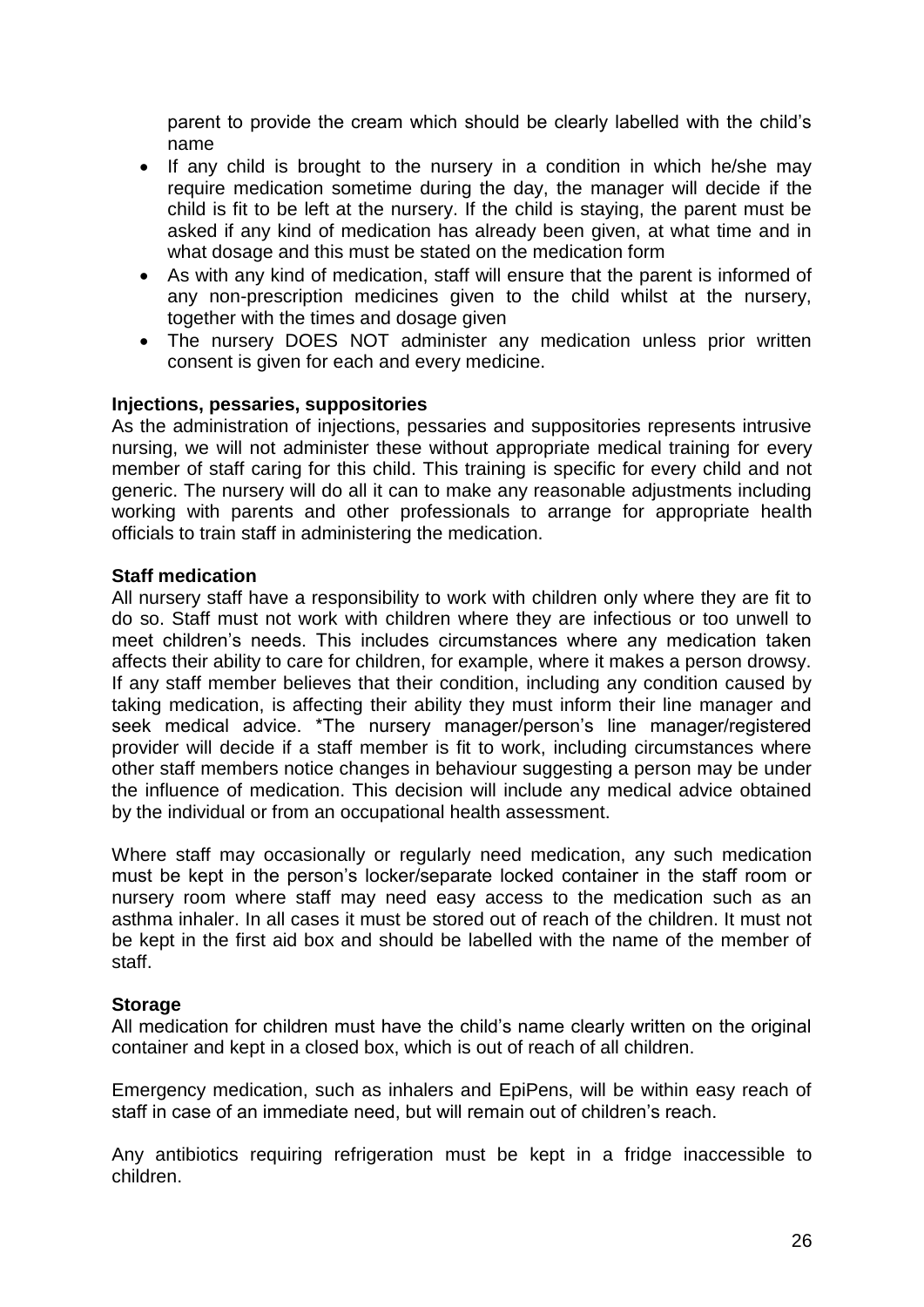parent to provide the cream which should be clearly labelled with the child's name

- If any child is brought to the nursery in a condition in which he/she may require medication sometime during the day, the manager will decide if the child is fit to be left at the nursery. If the child is staying, the parent must be asked if any kind of medication has already been given, at what time and in what dosage and this must be stated on the medication form
- As with any kind of medication, staff will ensure that the parent is informed of any non-prescription medicines given to the child whilst at the nursery, together with the times and dosage given
- The nursery DOES NOT administer any medication unless prior written consent is given for each and every medicine.

**Injections, pessaries, suppositories**

As the administration of injections, pessaries and suppositories represents intrusive nursing, we will not administer these without appropriate medical training for every member of staff caring for this child. This training is specific for every child and not generic. The nursery will do all it can to make any reasonable adjustments including working with parents and other professionals to arrange for appropriate health officials to train staff in administering the medication.

**Staff medication**

All nursery staff have a responsibility to work with children only where they are fit to do so. Staff must not work with children where they are infectious or too unwell to meet children's needs. This includes circumstances where any medication taken affects their ability to care for children, for example, where it makes a person drowsy. If any staff member believes that their condition, including any condition caused by taking medication, is affecting their ability they must inform their line manager and seek medical advice. *The nursery manager/person's line manager/registered provider will decide if a staff member is fit to work, including circumstances where other staff members notice changes in behaviour suggesting a person may be under the influence of medication. This decision will include any medical advice obtained by the individual or from an occupational health assessment.

Where staff may occasionally or regularly need medication, any such medication must be kept in the person's locker/separate locked container in the staff room or nursery room where staff may need easy access to the medication such as an asthma inhaler. In all cases it must be stored out of reach of the children. It must not be kept in the first aid box and should be labelled with the name of the member of staff.

**Storage**

All medication for children must have the child's name clearly written on the original container and kept in a closed box, which is out of reach of all children.

Emergency medication, such as inhalers and EpiPens, will be within easy reach of staff in case of an immediate need, but will remain out of children's reach.

Any antibiotics requiring refrigeration must be kept in a fridge inaccessible to children.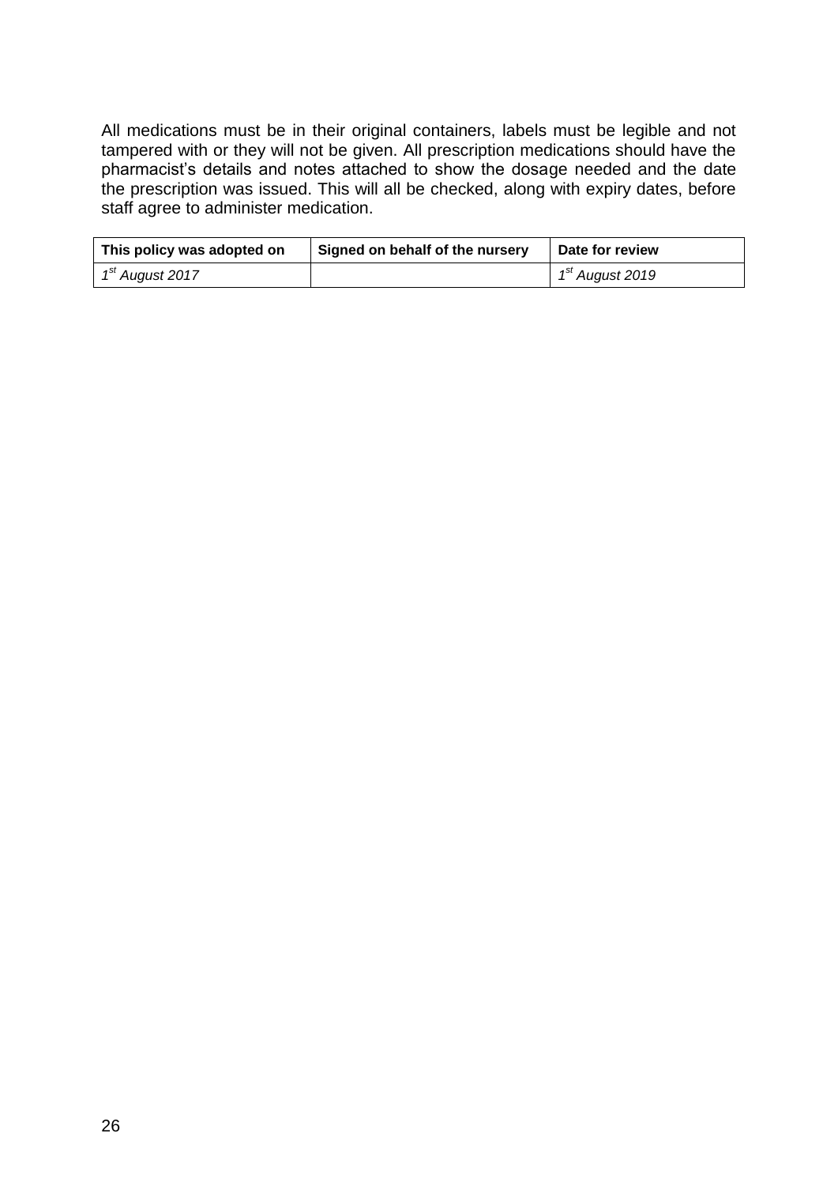All medications must be in their original containers, labels must be legible and not tampered with or they will not be given. All prescription medications should have the pharmacist's details and notes attached to show the dosage needed and the date the prescription was issued. This will all be checked, along with expiry dates, before staff agree to administer medication.

| This policy was adopted on | Signed on behalf of the nursery | Date for review |
|---|---|---|
| *1st August 2017* | | *1st August 2019* |